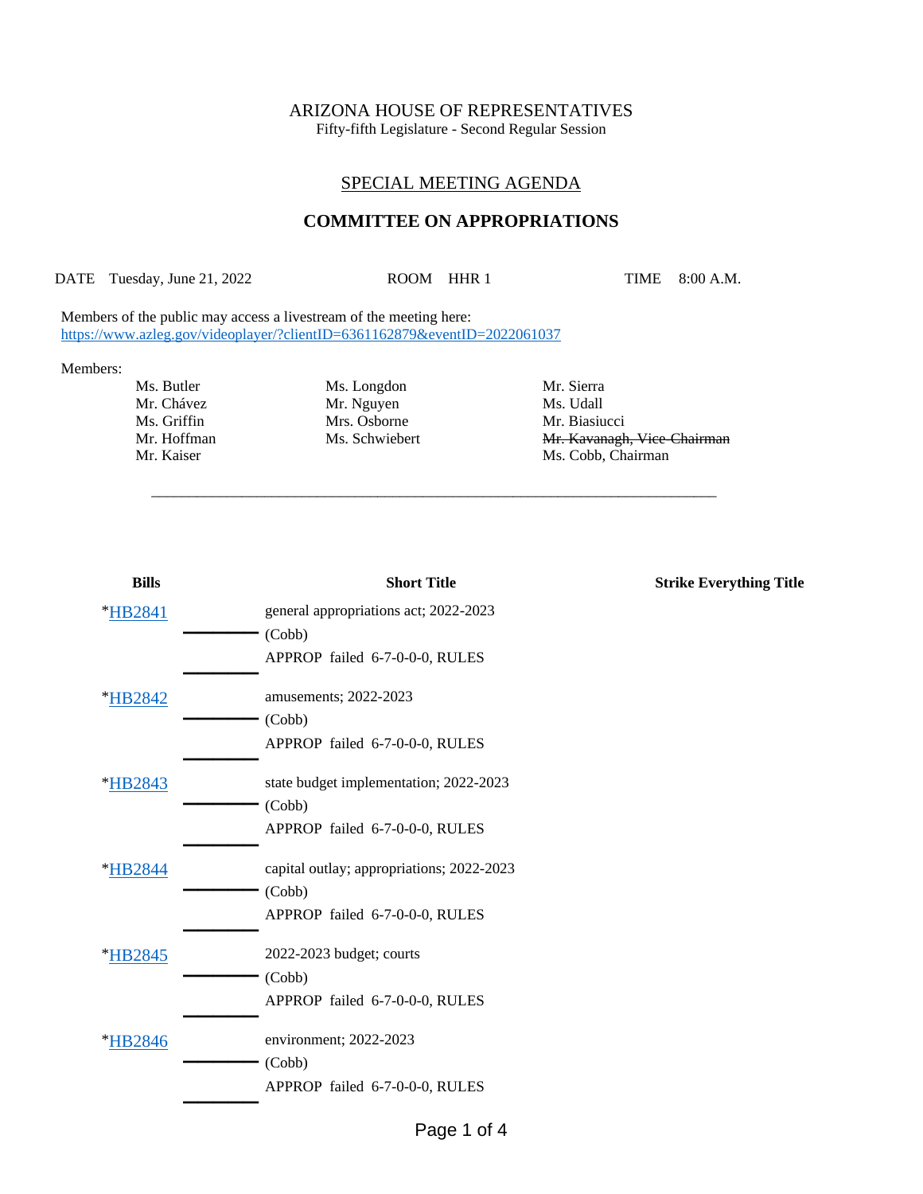ARIZONA HOUSE OF REPRESENTATIVES
Fifty-fifth Legislature - Second Regular Session

## SPECIAL MEETING AGENDA

## COMMITTEE ON APPROPRIATIONS

DATE Tuesday, June 21, 2022 ROOM HHR 1 TIME 8:00 A.M.

Members of the public may access a livestream of the meeting here:
https://www.azleg.gov/videoplayer/?clientID=6361162879&eventID=2022061037

Members:

| | | |
|---|---|---|
| Ms. Butler | Ms. Longdon | Mr. Sierra |
| Mr. Chávez | Mr. Nguyen | Ms. Udall |
| Ms. Griffin | Mrs. Osborne | Mr. Biasiucci |
| Mr. Hoffman | Ms. Schwiebert | ~~Mr. Kavanagh, Vice-Chairman~~ |
| Mr. Kaiser | | Ms. Cobb, Chairman |

| Bills | Short Title | Strike Everything Title |
|---|---|---|
| *HB2841 | general appropriations act; 2022-2023 (Cobb) APPROP failed 6-7-0-0-0, RULES | |
| *HB2842 | amusements; 2022-2023 (Cobb) APPROP failed 6-7-0-0-0, RULES | |
| *HB2843 | state budget implementation; 2022-2023 (Cobb) APPROP failed 6-7-0-0-0, RULES | |
| *HB2844 | capital outlay; appropriations; 2022-2023 (Cobb) APPROP failed 6-7-0-0-0, RULES | |
| *HB2845 | 2022-2023 budget; courts (Cobb) APPROP failed 6-7-0-0-0, RULES | |
| *HB2846 | environment; 2022-2023 (Cobb) APPROP failed 6-7-0-0-0, RULES | |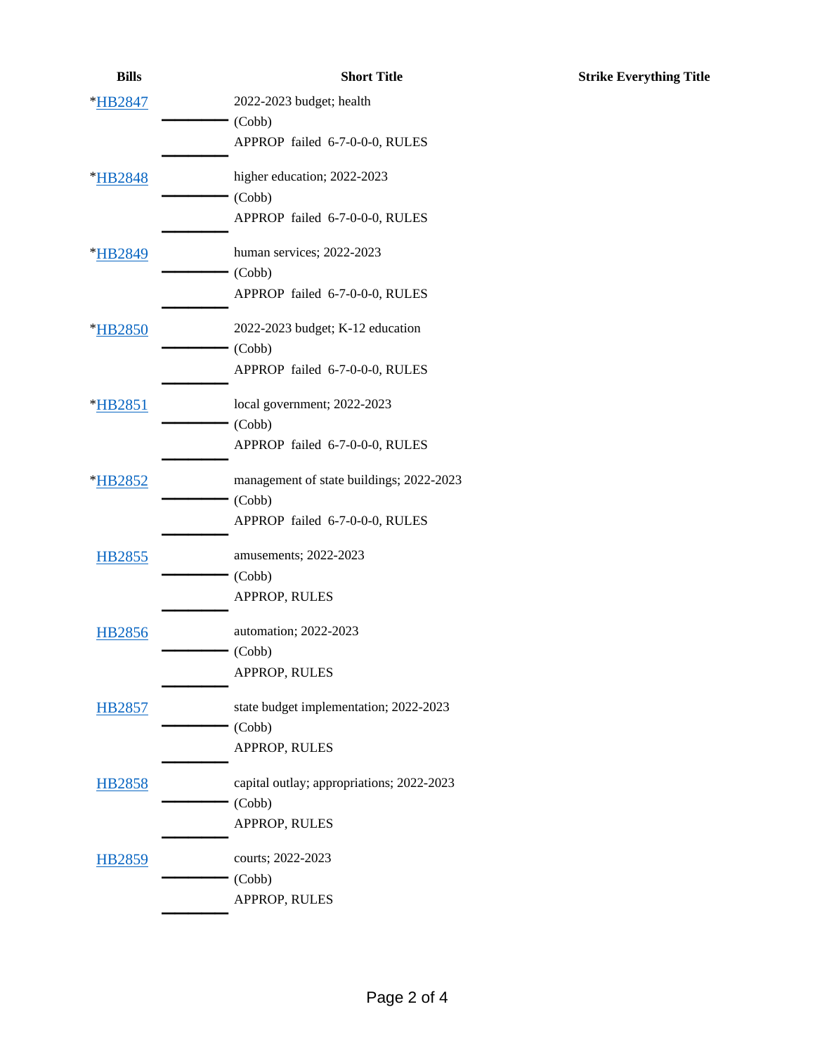| Bills | | Short Title | Strike Everything Title |
|---|---|---|---|
| *HB2847 | | 2022-2023 budget; health<br>(Cobb)<br>APPROP failed 6-7-0-0-0, RULES | |
| *HB2848 | | higher education; 2022-2023<br>(Cobb)<br>APPROP failed 6-7-0-0-0, RULES | |
| *HB2849 | | human services; 2022-2023<br>(Cobb)<br>APPROP failed 6-7-0-0-0, RULES | |
| *HB2850 | | 2022-2023 budget; K-12 education<br>(Cobb)<br>APPROP failed 6-7-0-0-0, RULES | |
| *HB2851 | | local government; 2022-2023<br>(Cobb)<br>APPROP failed 6-7-0-0-0, RULES | |
| *HB2852 | | management of state buildings; 2022-2023<br>(Cobb)<br>APPROP failed 6-7-0-0-0, RULES | |
| HB2855 | | amusements; 2022-2023<br>(Cobb)<br>APPROP, RULES | |
| HB2856 | | automation; 2022-2023<br>(Cobb)<br>APPROP, RULES | |
| HB2857 | | state budget implementation; 2022-2023<br>(Cobb)<br>APPROP, RULES | |
| HB2858 | | capital outlay; appropriations; 2022-2023<br>(Cobb)<br>APPROP, RULES | |
| HB2859 | | courts; 2022-2023<br>(Cobb)<br>APPROP, RULES | |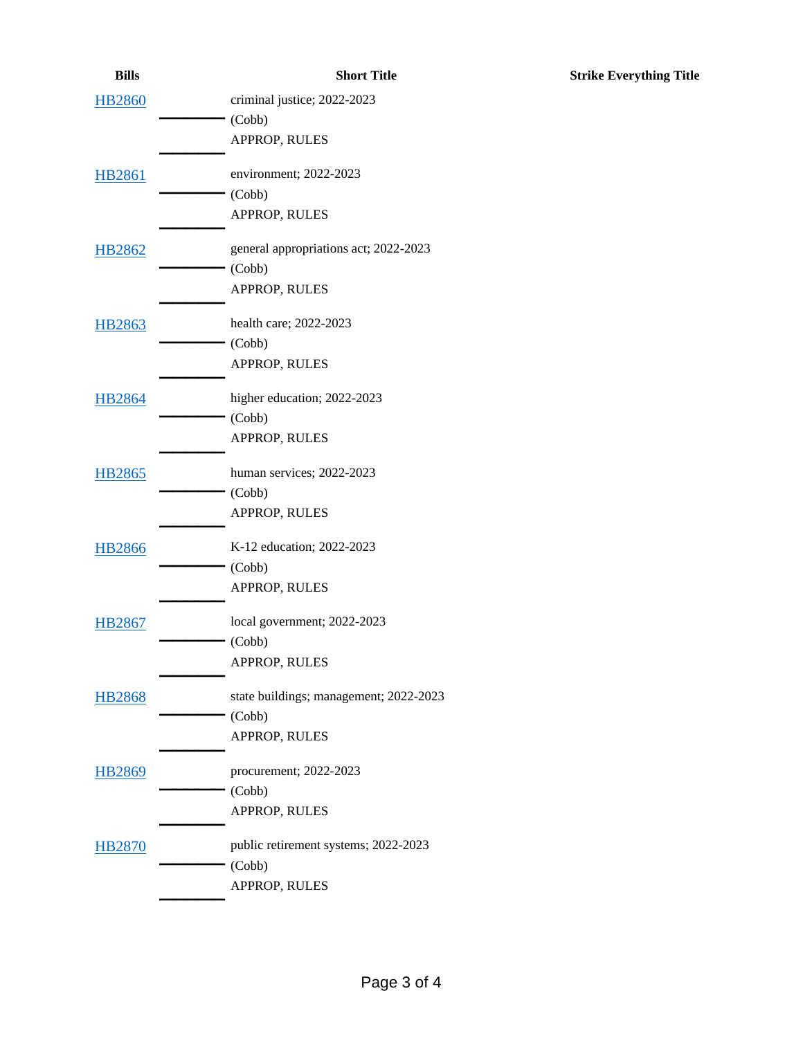| Bills | Short Title | Strike Everything Title |
|---|---|---|
| HB2860 | criminal justice; 2022-2023<br>(Cobb)<br>APPROP, RULES | |
| HB2861 | environment; 2022-2023<br>(Cobb)<br>APPROP, RULES | |
| HB2862 | general appropriations act; 2022-2023<br>(Cobb)<br>APPROP, RULES | |
| HB2863 | health care; 2022-2023<br>(Cobb)<br>APPROP, RULES | |
| HB2864 | higher education; 2022-2023<br>(Cobb)<br>APPROP, RULES | |
| HB2865 | human services; 2022-2023<br>(Cobb)<br>APPROP, RULES | |
| HB2866 | K-12 education; 2022-2023<br>(Cobb)<br>APPROP, RULES | |
| HB2867 | local government; 2022-2023<br>(Cobb)<br>APPROP, RULES | |
| HB2868 | state buildings; management; 2022-2023<br>(Cobb)<br>APPROP, RULES | |
| HB2869 | procurement; 2022-2023<br>(Cobb)<br>APPROP, RULES | |
| HB2870 | public retirement systems; 2022-2023<br>(Cobb)<br>APPROP, RULES | |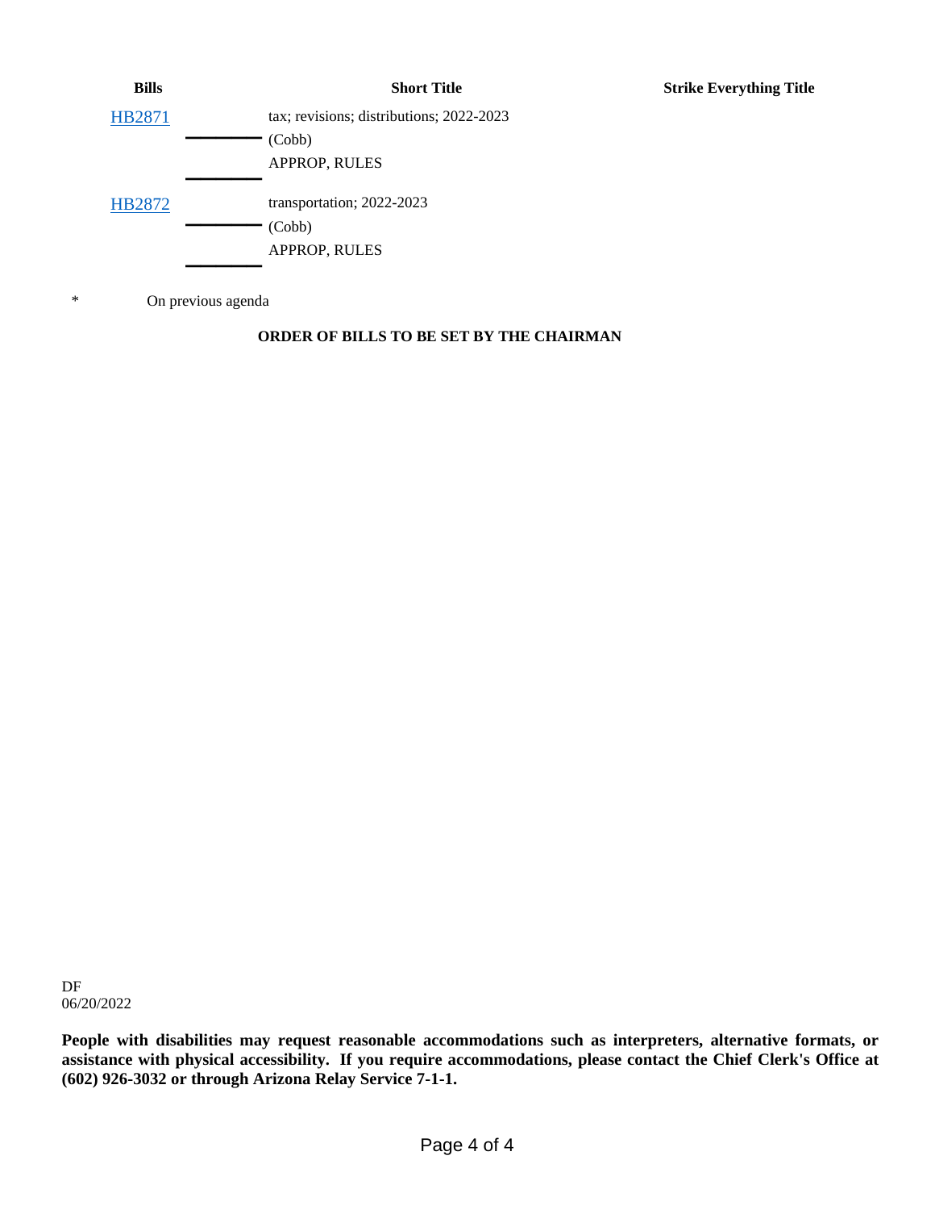| Bills | Short Title | Strike Everything Title |
| --- | --- | --- |
| HB2871 | tax; revisions; distributions; 2022-2023 (Cobb) APPROP, RULES | |
| HB2872 | transportation; 2022-2023 (Cobb) APPROP, RULES | |

\* On previous agenda

**ORDER OF BILLS TO BE SET BY THE CHAIRMAN**

DF
06/20/2022

**People with disabilities may request reasonable accommodations such as interpreters, alternative formats, or assistance with physical accessibility. If you require accommodations, please contact the Chief Clerk's Office at (602) 926-3032 or through Arizona Relay Service 7-1-1.**